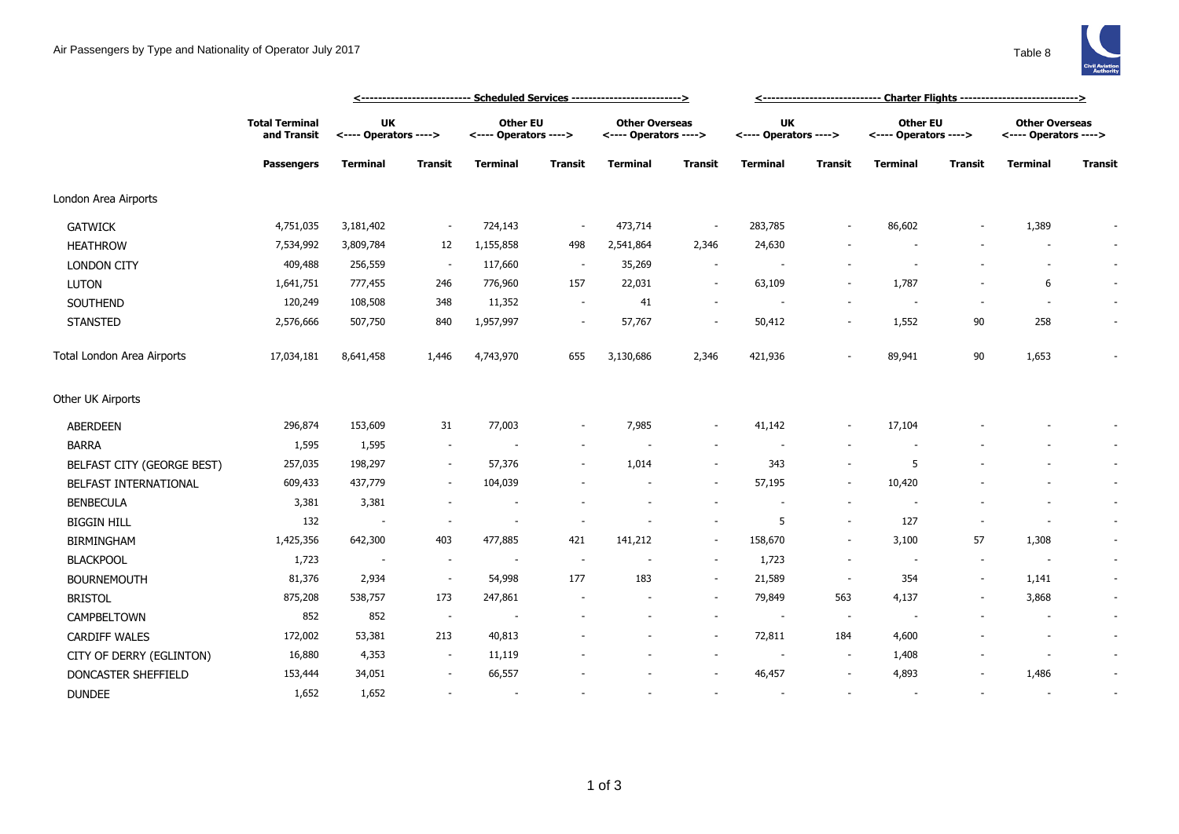Air Passengers by Type and Nationality of Operator July 2017

Table 8

| | Total Terminal and Transit | Scheduled Services | | | | | | Charter Flights | | | | | |
|---|---|---|---|---|---|---|---|---|---|---|---|---|---|
| | | UK <---- Operators ----> | | Other EU <---- Operators ----> | | Other Overseas <---- Operators ----> | | UK <---- Operators ----> | | Other EU <---- Operators ----> | | Other Overseas <---- Operators ----> | |
| | Passengers | Terminal | Transit | Terminal | Transit | Terminal | Transit | Terminal | Transit | Terminal | Transit | Terminal | Transit |
| London Area Airports | | | | | | | | | | | | | |
| GATWICK | 4,751,035 | 3,181,402 | - | 724,143 | - | 473,714 | - | 283,785 | - | 86,602 | - | 1,389 | - |
| HEATHROW | 7,534,992 | 3,809,784 | 12 | 1,155,858 | 498 | 2,541,864 | 2,346 | 24,630 | - | - | - | - | - |
| LONDON CITY | 409,488 | 256,559 | - | 117,660 | - | 35,269 | - | - | - | - | - | - | - |
| LUTON | 1,641,751 | 777,455 | 246 | 776,960 | 157 | 22,031 | - | 63,109 | - | 1,787 | - | 6 | - |
| SOUTHEND | 120,249 | 108,508 | 348 | 11,352 | - | 41 | - | - | - | - | - | - | - |
| STANSTED | 2,576,666 | 507,750 | 840 | 1,957,997 | - | 57,767 | - | 50,412 | - | 1,552 | 90 | 258 | - |
| Total London Area Airports | 17,034,181 | 8,641,458 | 1,446 | 4,743,970 | 655 | 3,130,686 | 2,346 | 421,936 | - | 89,941 | 90 | 1,653 | - |
| Other UK Airports | | | | | | | | | | | | | |
| ABERDEEN | 296,874 | 153,609 | 31 | 77,003 | - | 7,985 | - | 41,142 | - | 17,104 | - | - | - |
| BARRA | 1,595 | 1,595 | - | - | - | - | - | - | - | - | - | - | - |
| BELFAST CITY (GEORGE BEST) | 257,035 | 198,297 | - | 57,376 | - | 1,014 | - | 343 | - | 5 | - | - | - |
| BELFAST INTERNATIONAL | 609,433 | 437,779 | - | 104,039 | - | - | - | 57,195 | - | 10,420 | - | - | - |
| BENBECULA | 3,381 | 3,381 | - | - | - | - | - | - | - | - | - | - | - |
| BIGGIN HILL | 132 | - | - | - | - | - | - | 5 | - | 127 | - | - | - |
| BIRMINGHAM | 1,425,356 | 642,300 | 403 | 477,885 | 421 | 141,212 | - | 158,670 | - | 3,100 | 57 | 1,308 | - |
| BLACKPOOL | 1,723 | - | - | - | - | - | - | 1,723 | - | - | - | - | - |
| BOURNEMOUTH | 81,376 | 2,934 | - | 54,998 | 177 | 183 | - | 21,589 | - | 354 | - | 1,141 | - |
| BRISTOL | 875,208 | 538,757 | 173 | 247,861 | - | - | - | 79,849 | 563 | 4,137 | - | 3,868 | - |
| CAMPBELTOWN | 852 | 852 | - | - | - | - | - | - | - | - | - | - | - |
| CARDIFF WALES | 172,002 | 53,381 | 213 | 40,813 | - | - | - | 72,811 | 184 | 4,600 | - | - | - |
| CITY OF DERRY (EGLINTON) | 16,880 | 4,353 | - | 11,119 | - | - | - | - | - | 1,408 | - | - | - |
| DONCASTER SHEFFIELD | 153,444 | 34,051 | - | 66,557 | - | - | - | 46,457 | - | 4,893 | - | 1,486 | - |
| DUNDEE | 1,652 | 1,652 | - | - | - | - | - | - | - | - | - | - | - |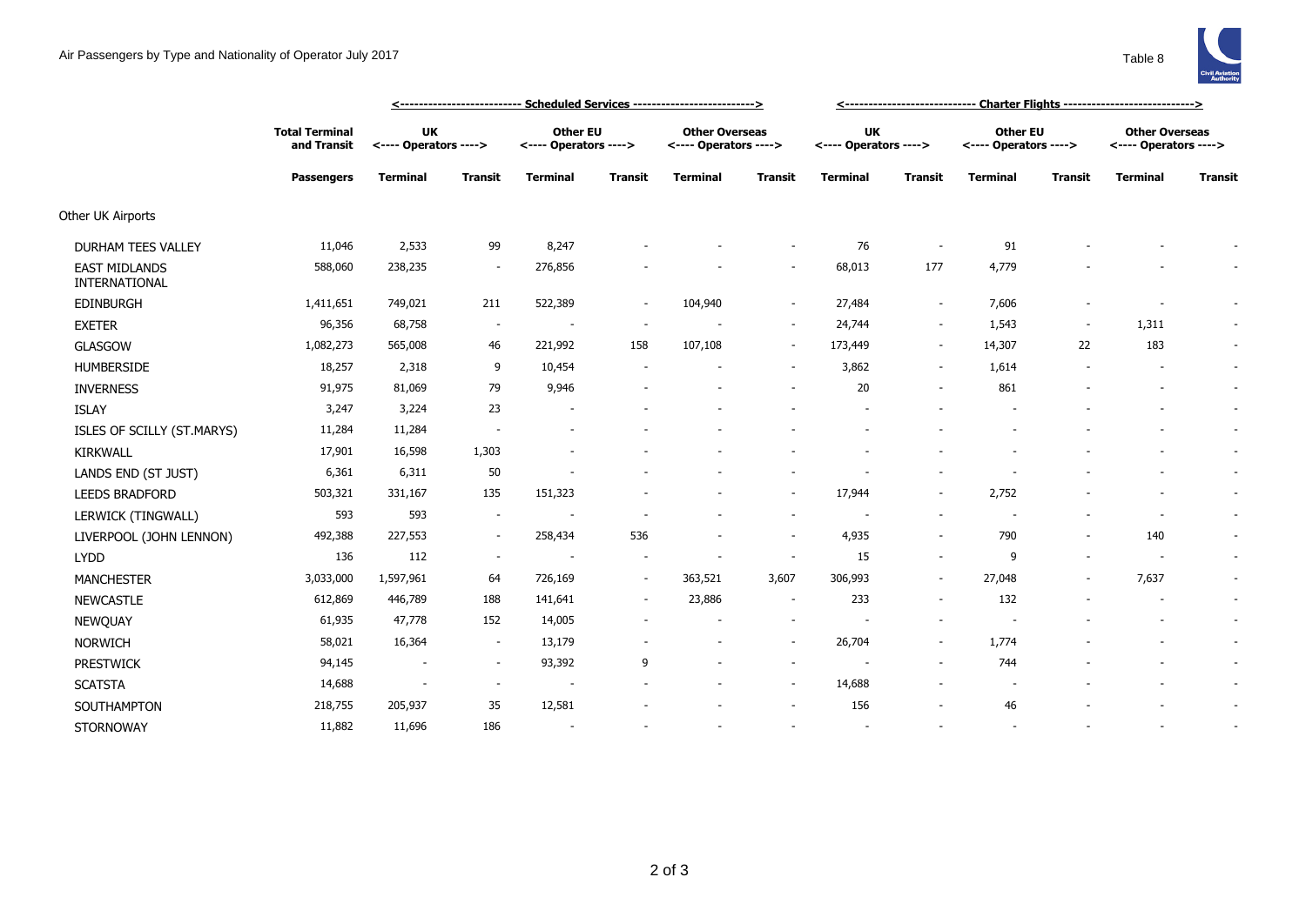# Air Passengers by Type and Nationality of Operator July 2017

Table 8

| | Total Terminal and Transit | Scheduled Services | | | | | | Charter Flights | | | | | |
|---|---|---|---|---|---|---|---|---|---|---|---|---|---|
| | | UK <---- Operators ----> | | Other EU <---- Operators ----> | | Other Overseas <---- Operators ----> | | UK <---- Operators ----> | | Other EU <---- Operators ----> | | Other Overseas <---- Operators ----> | |
| | **Passengers** | **Terminal** | **Transit** | **Terminal** | **Transit** | **Terminal** | **Transit** | **Terminal** | **Transit** | **Terminal** | **Transit** | **Terminal** | **Transit** |
| Other UK Airports | | | | | | | | | | | | | |
| DURHAM TEES VALLEY | 11,046 | 2,533 | 99 | 8,247 | - | - | - | 76 | - | 91 | - | - | - |
| EAST MIDLANDS INTERNATIONAL | 588,060 | 238,235 | - | 276,856 | - | - | - | 68,013 | 177 | 4,779 | - | - | - |
| EDINBURGH | 1,411,651 | 749,021 | 211 | 522,389 | - | 104,940 | - | 27,484 | - | 7,606 | - | - | - |
| EXETER | 96,356 | 68,758 | - | - | - | - | - | 24,744 | - | 1,543 | - | 1,311 | - |
| GLASGOW | 1,082,273 | 565,008 | 46 | 221,992 | 158 | 107,108 | - | 173,449 | - | 14,307 | 22 | 183 | - |
| HUMBERSIDE | 18,257 | 2,318 | 9 | 10,454 | - | - | - | 3,862 | - | 1,614 | - | - | - |
| INVERNESS | 91,975 | 81,069 | 79 | 9,946 | - | - | - | 20 | - | 861 | - | - | - |
| ISLAY | 3,247 | 3,224 | 23 | - | - | - | - | - | - | - | - | - | - |
| ISLES OF SCILLY (ST.MARYS) | 11,284 | 11,284 | - | - | - | - | - | - | - | - | - | - | - |
| KIRKWALL | 17,901 | 16,598 | 1,303 | - | - | - | - | - | - | - | - | - | - |
| LANDS END (ST JUST) | 6,361 | 6,311 | 50 | - | - | - | - | - | - | - | - | - | - |
| LEEDS BRADFORD | 503,321 | 331,167 | 135 | 151,323 | - | - | - | 17,944 | - | 2,752 | - | - | - |
| LERWICK (TINGWALL) | 593 | 593 | - | - | - | - | - | - | - | - | - | - | - |
| LIVERPOOL (JOHN LENNON) | 492,388 | 227,553 | - | 258,434 | 536 | - | - | 4,935 | - | 790 | - | 140 | - |
| LYDD | 136 | 112 | - | - | - | - | - | 15 | - | 9 | - | - | - |
| MANCHESTER | 3,033,000 | 1,597,961 | 64 | 726,169 | - | 363,521 | 3,607 | 306,993 | - | 27,048 | - | 7,637 | - |
| NEWCASTLE | 612,869 | 446,789 | 188 | 141,641 | - | 23,886 | - | 233 | - | 132 | - | - | - |
| NEWQUAY | 61,935 | 47,778 | 152 | 14,005 | - | - | - | - | - | - | - | - | - |
| NORWICH | 58,021 | 16,364 | - | 13,179 | - | - | - | 26,704 | - | 1,774 | - | - | - |
| PRESTWICK | 94,145 | - | - | 93,392 | 9 | - | - | - | - | 744 | - | - | - |
| SCATSTA | 14,688 | - | - | - | - | - | - | 14,688 | - | - | - | - | - |
| SOUTHAMPTON | 218,755 | 205,937 | 35 | 12,581 | - | - | - | 156 | - | 46 | - | - | - |
| STORNOWAY | 11,882 | 11,696 | 186 | - | - | - | - | - | - | - | - | - | - |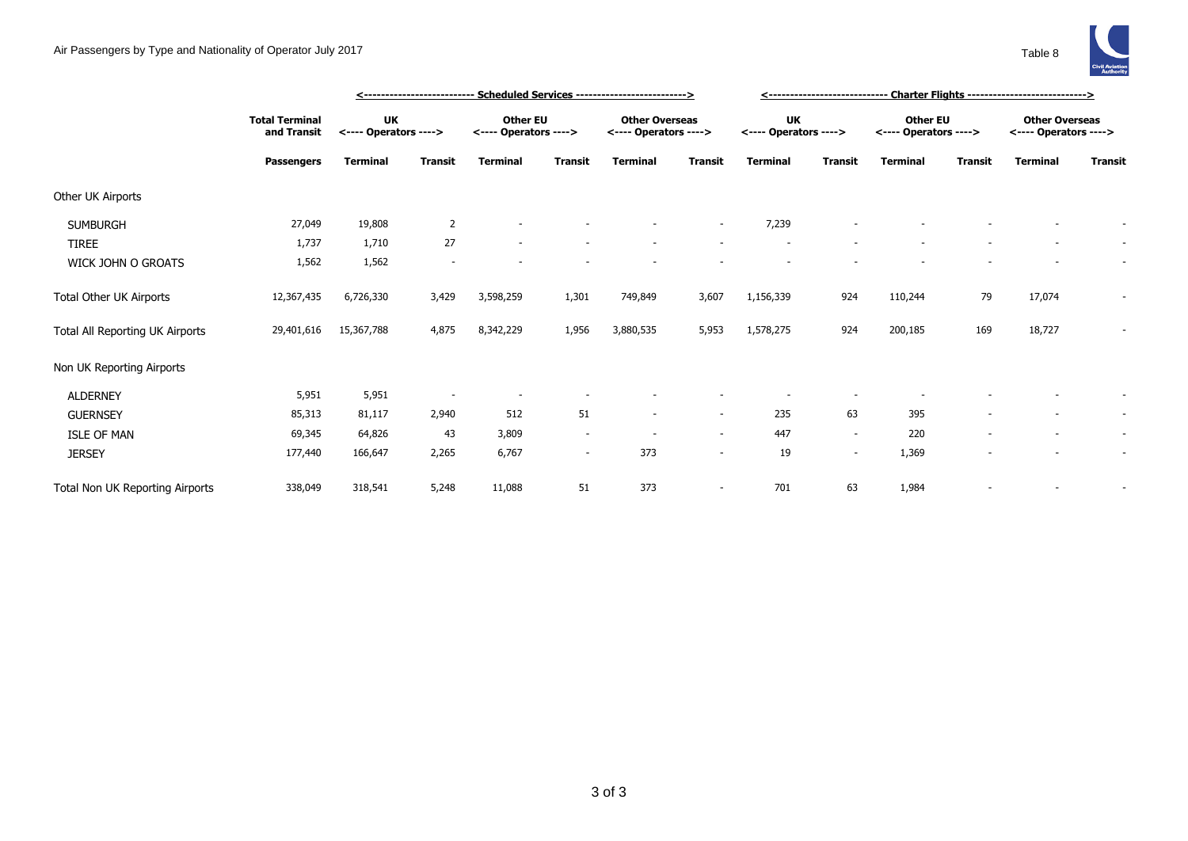Air Passengers by Type and Nationality of Operator July 2017

Table 8

| | Total Terminal and Transit | Scheduled Services | | | | | | Charter Flights | | | | | |
|---|---|---|---|---|---|---|---|---|---|---|---|---|---|
| | | UK <---- Operators ----> | | Other EU <---- Operators ----> | | Other Overseas <---- Operators ----> | | UK <---- Operators ----> | | Other EU <---- Operators ----> | | Other Overseas <---- Operators ----> | |
| | Passengers | Terminal | Transit | Terminal | Transit | Terminal | Transit | Terminal | Transit | Terminal | Transit | Terminal | Transit |
| Other UK Airports | | | | | | | | | | | | | |
| SUMBURGH | 27,049 | 19,808 | 2 | - | - | - | - | 7,239 | - | - | - | - | - |
| TIREE | 1,737 | 1,710 | 27 | - | - | - | - | - | - | - | - | - | - |
| WICK JOHN O GROATS | 1,562 | 1,562 | - | - | - | - | - | - | - | - | - | - | - |
| Total Other UK Airports | 12,367,435 | 6,726,330 | 3,429 | 3,598,259 | 1,301 | 749,849 | 3,607 | 1,156,339 | 924 | 110,244 | 79 | 17,074 | - |
| Total All Reporting UK Airports | 29,401,616 | 15,367,788 | 4,875 | 8,342,229 | 1,956 | 3,880,535 | 5,953 | 1,578,275 | 924 | 200,185 | 169 | 18,727 | - |
| Non UK Reporting Airports | | | | | | | | | | | | | |
| ALDERNEY | 5,951 | 5,951 | - | - | - | - | - | - | - | - | - | - | - |
| GUERNSEY | 85,313 | 81,117 | 2,940 | 512 | 51 | - | - | 235 | 63 | 395 | - | - | - |
| ISLE OF MAN | 69,345 | 64,826 | 43 | 3,809 | - | - | - | 447 | - | 220 | - | - | - |
| JERSEY | 177,440 | 166,647 | 2,265 | 6,767 | - | 373 | - | 19 | - | 1,369 | - | - | - |
| Total Non UK Reporting Airports | 338,049 | 318,541 | 5,248 | 11,088 | 51 | 373 | - | 701 | 63 | 1,984 | - | - | - |